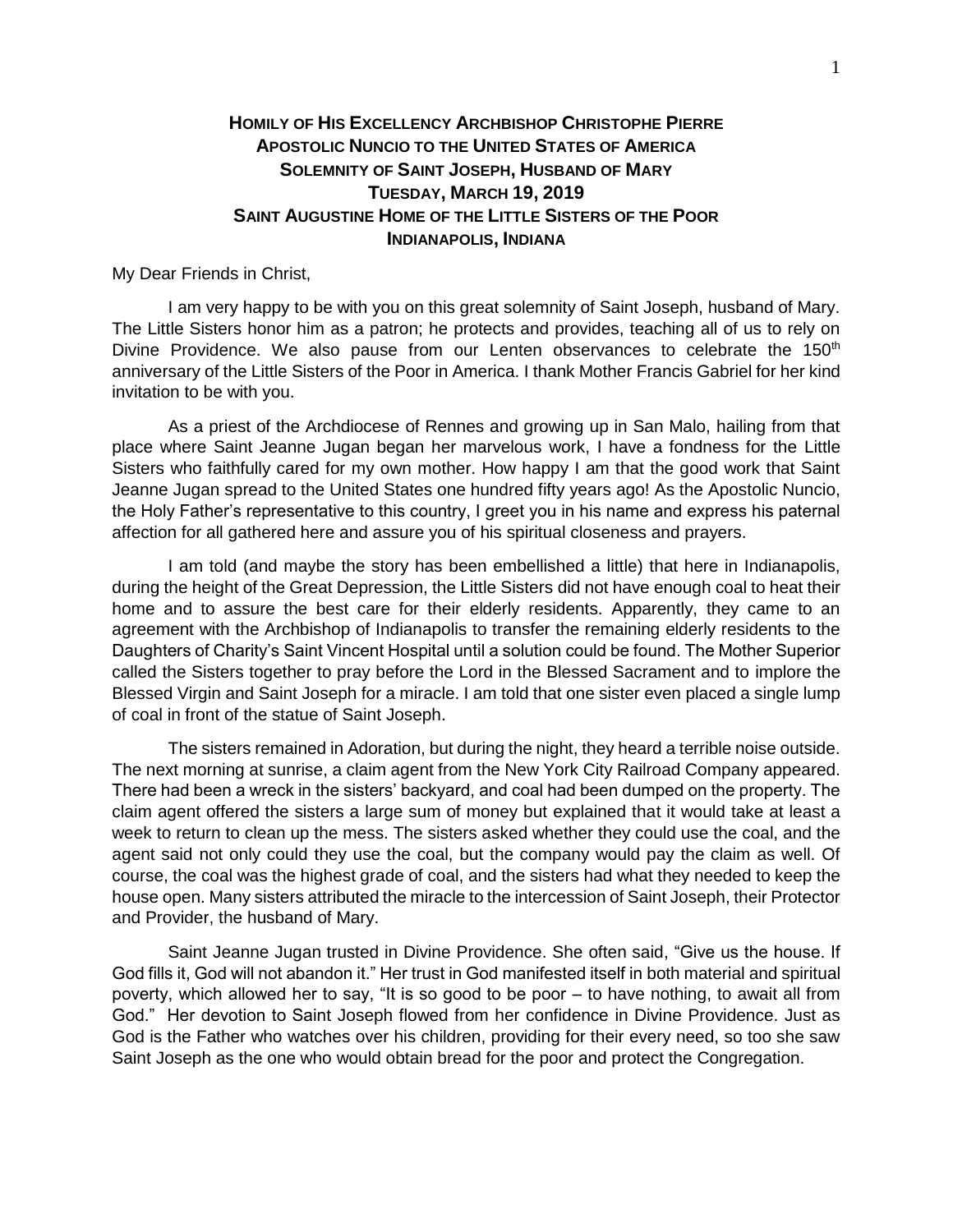# HOMILY OF HIS EXCELLENCY ARCHBISHOP CHRISTOPHE PIERRE
# APOSTOLIC NUNCIO TO THE UNITED STATES OF AMERICA
# SOLEMNITY OF SAINT JOSEPH, HUSBAND OF MARY
# TUESDAY, MARCH 19, 2019
# SAINT AUGUSTINE HOME OF THE LITTLE SISTERS OF THE POOR
# INDIANAPOLIS, INDIANA

My Dear Friends in Christ,

I am very happy to be with you on this great solemnity of Saint Joseph, husband of Mary. The Little Sisters honor him as a patron; he protects and provides, teaching all of us to rely on Divine Providence. We also pause from our Lenten observances to celebrate the 150th anniversary of the Little Sisters of the Poor in America. I thank Mother Francis Gabriel for her kind invitation to be with you.

As a priest of the Archdiocese of Rennes and growing up in San Malo, hailing from that place where Saint Jeanne Jugan began her marvelous work, I have a fondness for the Little Sisters who faithfully cared for my own mother. How happy I am that the good work that Saint Jeanne Jugan spread to the United States one hundred fifty years ago! As the Apostolic Nuncio, the Holy Father's representative to this country, I greet you in his name and express his paternal affection for all gathered here and assure you of his spiritual closeness and prayers.

I am told (and maybe the story has been embellished a little) that here in Indianapolis, during the height of the Great Depression, the Little Sisters did not have enough coal to heat their home and to assure the best care for their elderly residents. Apparently, they came to an agreement with the Archbishop of Indianapolis to transfer the remaining elderly residents to the Daughters of Charity's Saint Vincent Hospital until a solution could be found. The Mother Superior called the Sisters together to pray before the Lord in the Blessed Sacrament and to implore the Blessed Virgin and Saint Joseph for a miracle. I am told that one sister even placed a single lump of coal in front of the statue of Saint Joseph.

The sisters remained in Adoration, but during the night, they heard a terrible noise outside. The next morning at sunrise, a claim agent from the New York City Railroad Company appeared. There had been a wreck in the sisters' backyard, and coal had been dumped on the property. The claim agent offered the sisters a large sum of money but explained that it would take at least a week to return to clean up the mess. The sisters asked whether they could use the coal, and the agent said not only could they use the coal, but the company would pay the claim as well. Of course, the coal was the highest grade of coal, and the sisters had what they needed to keep the house open. Many sisters attributed the miracle to the intercession of Saint Joseph, their Protector and Provider, the husband of Mary.

Saint Jeanne Jugan trusted in Divine Providence. She often said, "Give us the house. If God fills it, God will not abandon it." Her trust in God manifested itself in both material and spiritual poverty, which allowed her to say, "It is so good to be poor – to have nothing, to await all from God." Her devotion to Saint Joseph flowed from her confidence in Divine Providence. Just as God is the Father who watches over his children, providing for their every need, so too she saw Saint Joseph as the one who would obtain bread for the poor and protect the Congregation.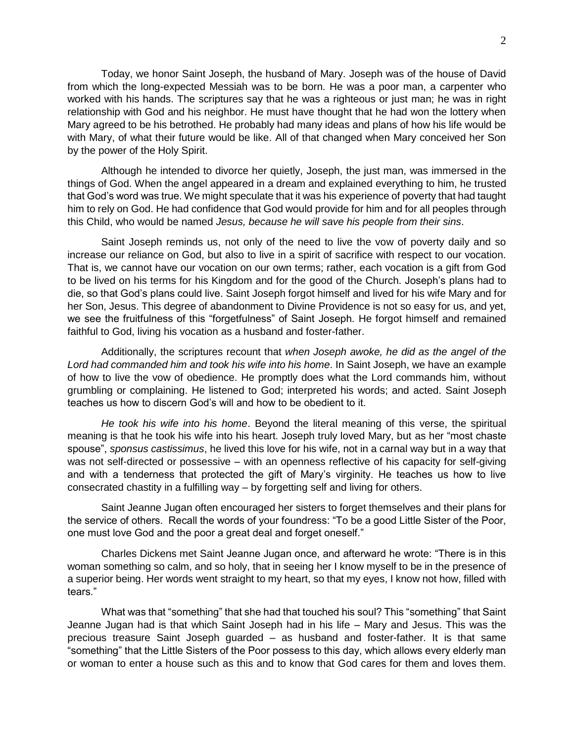Today, we honor Saint Joseph, the husband of Mary. Joseph was of the house of David from which the long-expected Messiah was to be born. He was a poor man, a carpenter who worked with his hands. The scriptures say that he was a righteous or just man; he was in right relationship with God and his neighbor. He must have thought that he had won the lottery when Mary agreed to be his betrothed. He probably had many ideas and plans of how his life would be with Mary, of what their future would be like. All of that changed when Mary conceived her Son by the power of the Holy Spirit.

Although he intended to divorce her quietly, Joseph, the just man, was immersed in the things of God. When the angel appeared in a dream and explained everything to him, he trusted that God's word was true. We might speculate that it was his experience of poverty that had taught him to rely on God. He had confidence that God would provide for him and for all peoples through this Child, who would be named *Jesus, because he will save his people from their sins*.

Saint Joseph reminds us, not only of the need to live the vow of poverty daily and so increase our reliance on God, but also to live in a spirit of sacrifice with respect to our vocation. That is, we cannot have our vocation on our own terms; rather, each vocation is a gift from God to be lived on his terms for his Kingdom and for the good of the Church. Joseph's plans had to die, so that God's plans could live. Saint Joseph forgot himself and lived for his wife Mary and for her Son, Jesus. This degree of abandonment to Divine Providence is not so easy for us, and yet, we see the fruitfulness of this "forgetfulness" of Saint Joseph. He forgot himself and remained faithful to God, living his vocation as a husband and foster-father.

Additionally, the scriptures recount that *when Joseph awoke, he did as the angel of the Lord had commanded him and took his wife into his home*. In Saint Joseph, we have an example of how to live the vow of obedience. He promptly does what the Lord commands him, without grumbling or complaining. He listened to God; interpreted his words; and acted. Saint Joseph teaches us how to discern God's will and how to be obedient to it.

*He took his wife into his home*. Beyond the literal meaning of this verse, the spiritual meaning is that he took his wife into his heart. Joseph truly loved Mary, but as her "most chaste spouse", *sponsus castissimus*, he lived this love for his wife, not in a carnal way but in a way that was not self-directed or possessive – with an openness reflective of his capacity for self-giving and with a tenderness that protected the gift of Mary's virginity. He teaches us how to live consecrated chastity in a fulfilling way – by forgetting self and living for others.

Saint Jeanne Jugan often encouraged her sisters to forget themselves and their plans for the service of others. Recall the words of your foundress: "To be a good Little Sister of the Poor, one must love God and the poor a great deal and forget oneself."

Charles Dickens met Saint Jeanne Jugan once, and afterward he wrote: "There is in this woman something so calm, and so holy, that in seeing her I know myself to be in the presence of a superior being. Her words went straight to my heart, so that my eyes, I know not how, filled with tears."

What was that "something" that she had that touched his soul? This "something" that Saint Jeanne Jugan had is that which Saint Joseph had in his life – Mary and Jesus. This was the precious treasure Saint Joseph guarded – as husband and foster-father. It is that same "something" that the Little Sisters of the Poor possess to this day, which allows every elderly man or woman to enter a house such as this and to know that God cares for them and loves them.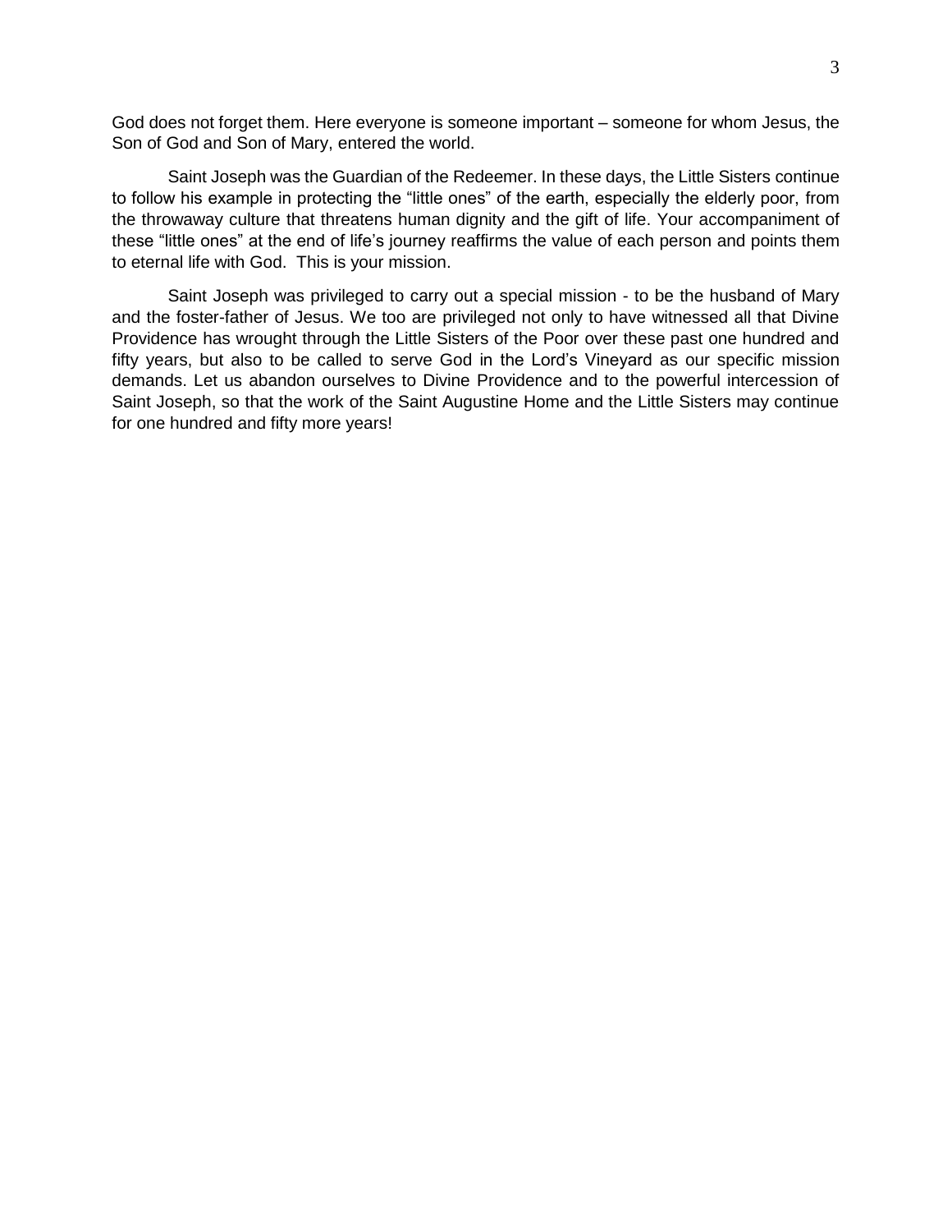God does not forget them. Here everyone is someone important – someone for whom Jesus, the Son of God and Son of Mary, entered the world.

Saint Joseph was the Guardian of the Redeemer. In these days, the Little Sisters continue to follow his example in protecting the "little ones" of the earth, especially the elderly poor, from the throwaway culture that threatens human dignity and the gift of life. Your accompaniment of these "little ones" at the end of life's journey reaffirms the value of each person and points them to eternal life with God. This is your mission.

Saint Joseph was privileged to carry out a special mission - to be the husband of Mary and the foster-father of Jesus. We too are privileged not only to have witnessed all that Divine Providence has wrought through the Little Sisters of the Poor over these past one hundred and fifty years, but also to be called to serve God in the Lord's Vineyard as our specific mission demands. Let us abandon ourselves to Divine Providence and to the powerful intercession of Saint Joseph, so that the work of the Saint Augustine Home and the Little Sisters may continue for one hundred and fifty more years!